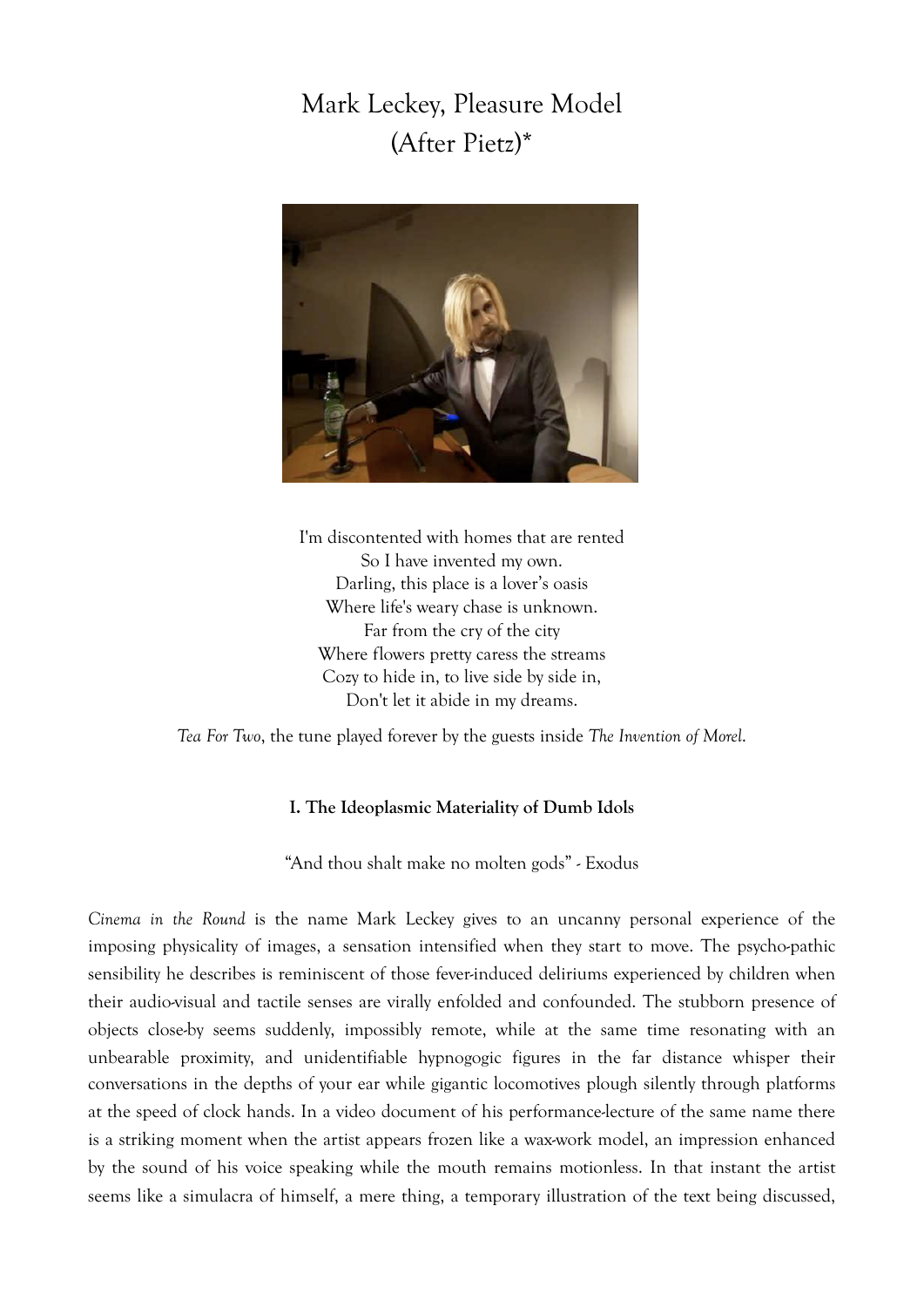# Mark Leckey, Pleasure Model (After Pietz)*

I'm discontented with homes that are rented
So I have invented my own.
Darling, this place is a lover's oasis
Where life's weary chase is unknown.
Far from the cry of the city
Where flowers pretty caress the streams
Cozy to hide in, to live side by side in,
Don't let it abide in my dreams.

*Tea For Two*, the tune played forever by the guests inside *The Invention of Morel*.

### I. The Ideoplasmic Materiality of Dumb Idols

"And thou shalt make no molten gods" - Exodus

*Cinema in the Round* is the name Mark Leckey gives to an uncanny personal experience of the imposing physicality of images, a sensation intensified when they start to move. The psycho-pathic sensibility he describes is reminiscent of those fever-induced deliriums experienced by children when their audio-visual and tactile senses are virally enfolded and confounded. The stubborn presence of objects close-by seems suddenly, impossibly remote, while at the same time resonating with an unbearable proximity, and unidentifiable hypnogogic figures in the far distance whisper their conversations in the depths of your ear while gigantic locomotives plough silently through platforms at the speed of clock hands. In a video document of his performance-lecture of the same name there is a striking moment when the artist appears frozen like a wax-work model, an impression enhanced by the sound of his voice speaking while the mouth remains motionless. In that instant the artist seems like a simulacra of himself, a mere thing, a temporary illustration of the text being discussed,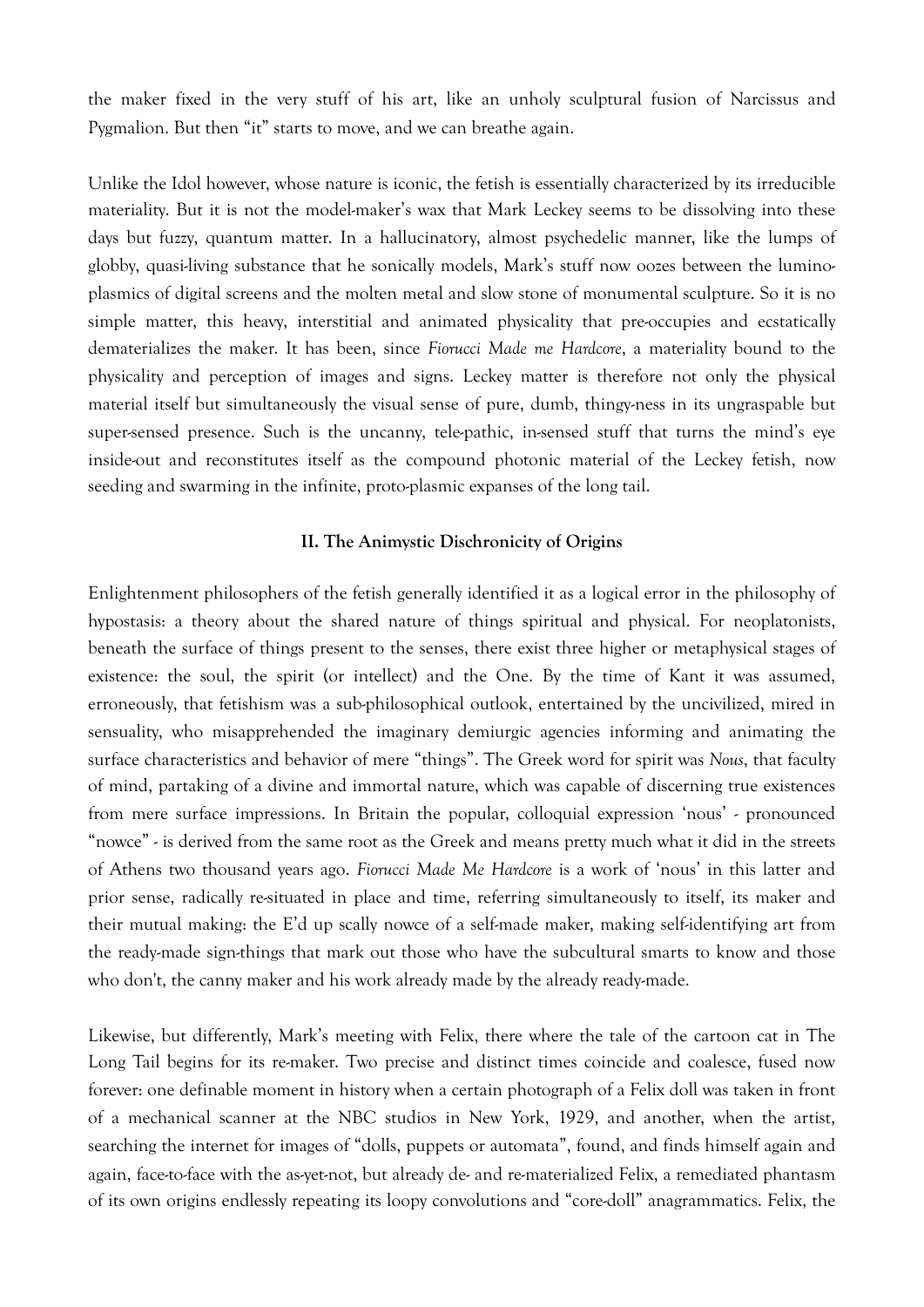the maker fixed in the very stuff of his art, like an unholy sculptural fusion of Narcissus and Pygmalion. But then "it" starts to move, and we can breathe again.

Unlike the Idol however, whose nature is iconic, the fetish is essentially characterized by its irreducible materiality. But it is not the model-maker's wax that Mark Leckey seems to be dissolving into these days but fuzzy, quantum matter. In a hallucinatory, almost psychedelic manner, like the lumps of globby, quasi-living substance that he sonically models, Mark's stuff now oozes between the lumino-plasmics of digital screens and the molten metal and slow stone of monumental sculpture. So it is no simple matter, this heavy, interstitial and animated physicality that pre-occupies and ecstatically dematerializes the maker. It has been, since *Fiorucci Made me Hardcore*, a materiality bound to the physicality and perception of images and signs. Leckey matter is therefore not only the physical material itself but simultaneously the visual sense of pure, dumb, thingy-ness in its ungraspable but super-sensed presence. Such is the uncanny, tele-pathic, in-sensed stuff that turns the mind's eye inside-out and reconstitutes itself as the compound photonic material of the Leckey fetish, now seeding and swarming in the infinite, proto-plasmic expanses of the long tail.

## II. The Animystic Dischronicity of Origins

Enlightenment philosophers of the fetish generally identified it as a logical error in the philosophy of hypostasis: a theory about the shared nature of things spiritual and physical. For neoplatonists, beneath the surface of things present to the senses, there exist three higher or metaphysical stages of existence: the soul, the spirit (or intellect) and the One. By the time of Kant it was assumed, erroneously, that fetishism was a sub-philosophical outlook, entertained by the uncivilized, mired in sensuality, who misapprehended the imaginary demiurgic agencies informing and animating the surface characteristics and behavior of mere "things". The Greek word for spirit was *Nous*, that faculty of mind, partaking of a divine and immortal nature, which was capable of discerning true existences from mere surface impressions. In Britain the popular, colloquial expression 'nous' - pronounced "nowce" - is derived from the same root as the Greek and means pretty much what it did in the streets of Athens two thousand years ago. *Fiorucci Made Me Hardcore* is a work of 'nous' in this latter and prior sense, radically re-situated in place and time, referring simultaneously to itself, its maker and their mutual making: the E'd up scally nowce of a self-made maker, making self-identifying art from the ready-made sign-things that mark out those who have the subcultural smarts to know and those who don't, the canny maker and his work already made by the already ready-made.

Likewise, but differently, Mark's meeting with Felix, there where the tale of the cartoon cat in The Long Tail begins for its re-maker. Two precise and distinct times coincide and coalesce, fused now forever: one definable moment in history when a certain photograph of a Felix doll was taken in front of a mechanical scanner at the NBC studios in New York, 1929, and another, when the artist, searching the internet for images of "dolls, puppets or automata", found, and finds himself again and again, face-to-face with the as-yet-not, but already de- and re-materialized Felix, a remediated phantasm of its own origins endlessly repeating its loopy convolutions and "core-doll" anagrammatics. Felix, the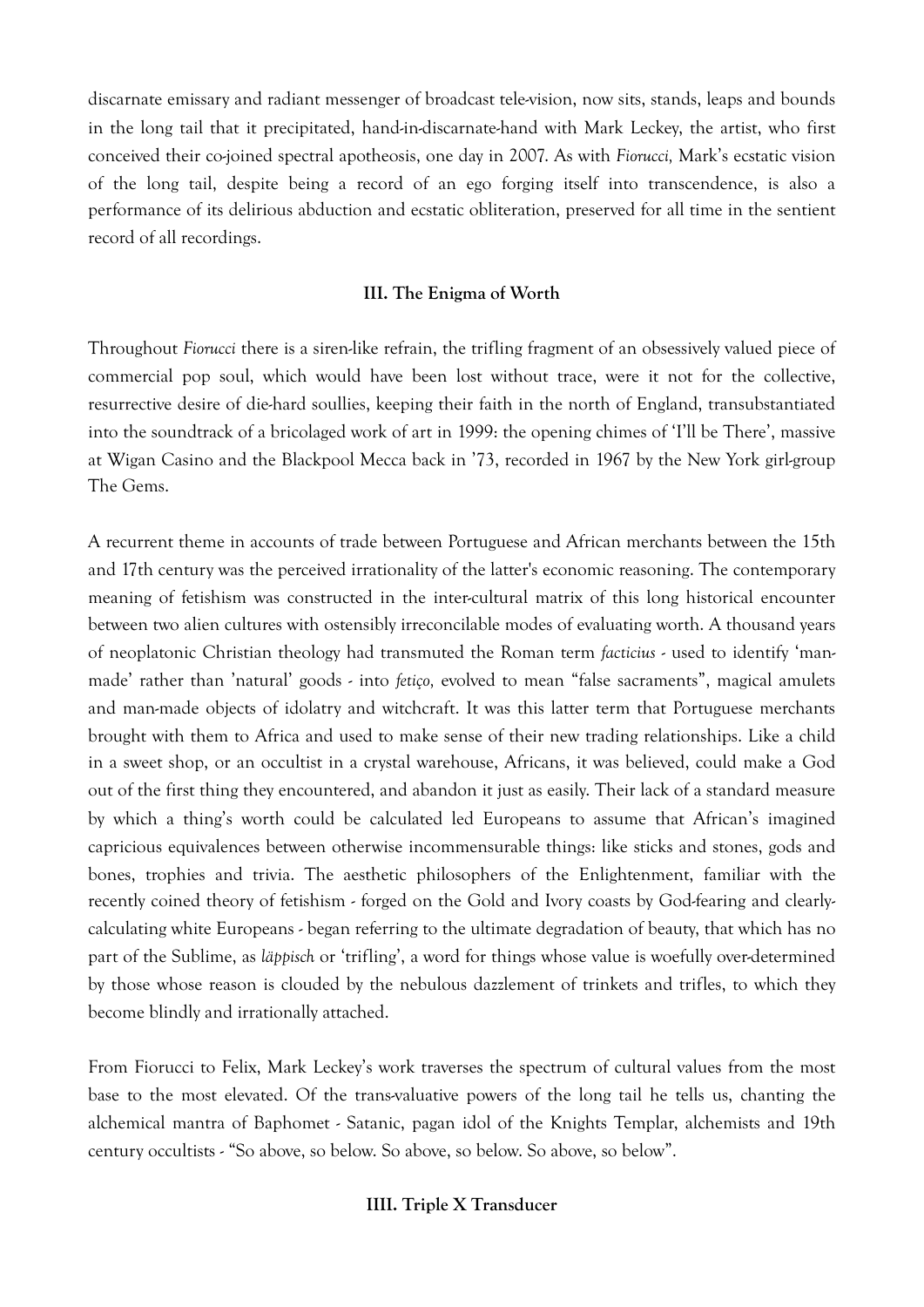discarnate emissary and radiant messenger of broadcast tele-vision, now sits, stands, leaps and bounds in the long tail that it precipitated, hand-in-discarnate-hand with Mark Leckey, the artist, who first conceived their co-joined spectral apotheosis, one day in 2007. As with *Fiorucci,* Mark's ecstatic vision of the long tail, despite being a record of an ego forging itself into transcendence, is also a performance of its delirious abduction and ecstatic obliteration, preserved for all time in the sentient record of all recordings.

### III. The Enigma of Worth

Throughout *Fiorucci* there is a siren-like refrain, the trifling fragment of an obsessively valued piece of commercial pop soul, which would have been lost without trace, were it not for the collective, resurrective desire of die-hard soullies, keeping their faith in the north of England, transubstantiated into the soundtrack of a bricolaged work of art in 1999: the opening chimes of 'I'll be There', massive at Wigan Casino and the Blackpool Mecca back in '73, recorded in 1967 by the New York girl-group The Gems.

A recurrent theme in accounts of trade between Portuguese and African merchants between the 15th and 17th century was the perceived irrationality of the latter's economic reasoning. The contemporary meaning of fetishism was constructed in the inter-cultural matrix of this long historical encounter between two alien cultures with ostensibly irreconcilable modes of evaluating worth. A thousand years of neoplatonic Christian theology had transmuted the Roman term *facticius* - used to identify 'man-made' rather than 'natural' goods - into *feitiço,* evolved to mean "false sacraments", magical amulets and man-made objects of idolatry and witchcraft. It was this latter term that Portuguese merchants brought with them to Africa and used to make sense of their new trading relationships. Like a child in a sweet shop, or an occultist in a crystal warehouse, Africans, it was believed, could make a God out of the first thing they encountered, and abandon it just as easily. Their lack of a standard measure by which a thing's worth could be calculated led Europeans to assume that African's imagined capricious equivalences between otherwise incommensurable things: like sticks and stones, gods and bones, trophies and trivia. The aesthetic philosophers of the Enlightenment, familiar with the recently coined theory of fetishism - forged on the Gold and Ivory coasts by God-fearing and clearly-calculating white Europeans - began referring to the ultimate degradation of beauty, that which has no part of the Sublime, as *läppisch* or 'trifling', a word for things whose value is woefully over-determined by those whose reason is clouded by the nebulous dazzlement of trinkets and trifles, to which they become blindly and irrationally attached.

From Fiorucci to Felix, Mark Leckey's work traverses the spectrum of cultural values from the most base to the most elevated. Of the trans-valuative powers of the long tail he tells us, chanting the alchemical mantra of Baphomet - Satanic, pagan idol of the Knights Templar, alchemists and 19th century occultists - "So above, so below. So above, so below. So above, so below".

### IIII. Triple X Transducer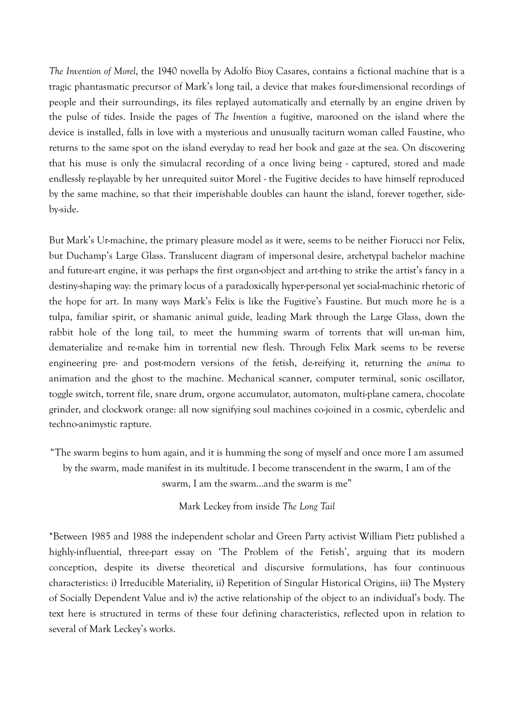*The Invention of Morel*, the 1940 novella by Adolfo Bioy Casares, contains a fictional machine that is a tragic phantasmatic precursor of Mark's long tail, a device that makes four-dimensional recordings of people and their surroundings, its files replayed automatically and eternally by an engine driven by the pulse of tides. Inside the pages of *The Invention* a fugitive, marooned on the island where the device is installed, falls in love with a mysterious and unusually taciturn woman called Faustine, who returns to the same spot on the island everyday to read her book and gaze at the sea. On discovering that his muse is only the simulacral recording of a once living being - captured, stored and made endlessly re-playable by her unrequited suitor Morel - the Fugitive decides to have himself reproduced by the same machine, so that their imperishable doubles can haunt the island, forever together, side-by-side.

But Mark's Ur-machine, the primary pleasure model as it were, seems to be neither Fiorucci nor Felix, but Duchamp's Large Glass. Translucent diagram of impersonal desire, archetypal bachelor machine and future-art engine, it was perhaps the first organ-object and art-thing to strike the artist's fancy in a destiny-shaping way: the primary locus of a paradoxically hyper-personal yet social-machinic rhetoric of the hope for art. In many ways Mark's Felix is like the Fugitive's Faustine. But much more he is a tulpa, familiar spirit, or shamanic animal guide, leading Mark through the Large Glass, down the rabbit hole of the long tail, to meet the humming swarm of torrents that will un-man him, dematerialize and re-make him in torrential new flesh. Through Felix Mark seems to be reverse engineering pre- and post-modern versions of the fetish, de-reifying it, returning the *anima* to animation and the ghost to the machine. Mechanical scanner, computer terminal, sonic oscillator, toggle switch, torrent file, snare drum, orgone accumulator, automaton, multi-plane camera, chocolate grinder, and clockwork orange: all now signifying soul machines co-joined in a cosmic, cyberdelic and techno-animystic rapture.

"The swarm begins to hum again, and it is humming the song of myself and once more I am assumed by the swarm, made manifest in its multitude. I become transcendent in the swarm, I am of the swarm, I am the swarm...and the swarm is me"

Mark Leckey from inside *The Long Tail*

*Between 1985 and 1988 the independent scholar and Green Party activist William Pietz published a highly-influential, three-part essay on 'The Problem of the Fetish', arguing that its modern conception, despite its diverse theoretical and discursive formulations, has four continuous characteristics: i) Irreducible Materiality, ii) Repetition of Singular Historical Origins, iii) The Mystery of Socially Dependent Value and iv) the active relationship of the object to an individual's body. The text here is structured in terms of these four defining characteristics, reflected upon in relation to several of Mark Leckey's works.